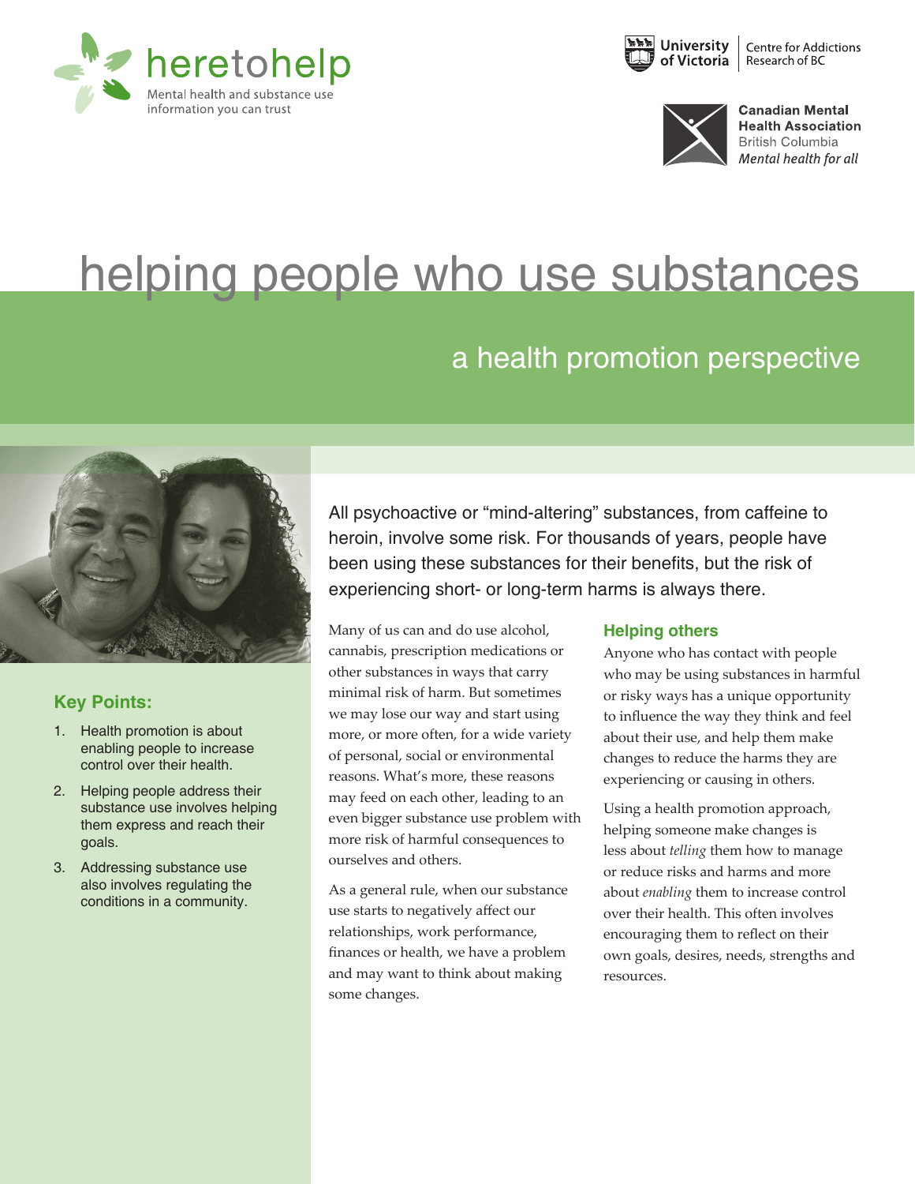heretohelp
Mental health and substance use information you can trust

University of Victoria | Centre for Addictions Research of BC

Canadian Mental Health Association
British Columbia
*Mental health for all*

# helping people who use substances

## a health promotion perspective

### Key Points:

1. Health promotion is about enabling people to increase control over their health.
2. Helping people address their substance use involves helping them express and reach their goals.
3. Addressing substance use also involves regulating the conditions in a community.

All psychoactive or "mind-altering" substances, from caffeine to heroin, involve some risk. For thousands of years, people have been using these substances for their benefits, but the risk of experiencing short- or long-term harms is always there.

Many of us can and do use alcohol, cannabis, prescription medications or other substances in ways that carry minimal risk of harm. But sometimes we may lose our way and start using more, or more often, for a wide variety of personal, social or environmental reasons. What's more, these reasons may feed on each other, leading to an even bigger substance use problem with more risk of harmful consequences to ourselves and others.

As a general rule, when our substance use starts to negatively affect our relationships, work performance, finances or health, we have a problem and may want to think about making some changes.

### Helping others

Anyone who has contact with people who may be using substances in harmful or risky ways has a unique opportunity to influence the way they think and feel about their use, and help them make changes to reduce the harms they are experiencing or causing in others.

Using a health promotion approach, helping someone make changes is less about *telling* them how to manage or reduce risks and harms and more about *enabling* them to increase control over their health. This often involves encouraging them to reflect on their own goals, desires, needs, strengths and resources.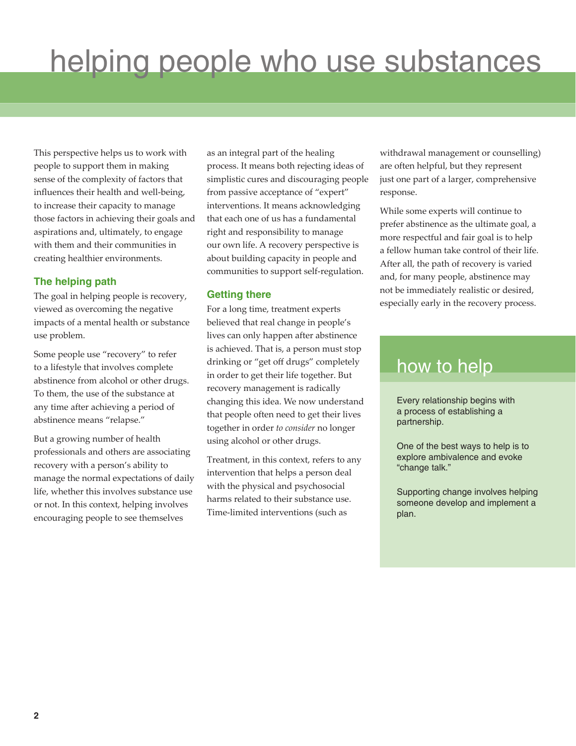# helping people who use substances

This perspective helps us to work with people to support them in making sense of the complexity of factors that influences their health and well-being, to increase their capacity to manage those factors in achieving their goals and aspirations and, ultimately, to engage with them and their communities in creating healthier environments.

### The helping path

The goal in helping people is recovery, viewed as overcoming the negative impacts of a mental health or substance use problem.

Some people use "recovery" to refer to a lifestyle that involves complete abstinence from alcohol or other drugs. To them, the use of the substance at any time after achieving a period of abstinence means "relapse."

But a growing number of health professionals and others are associating recovery with a person's ability to manage the normal expectations of daily life, whether this involves substance use or not. In this context, helping involves encouraging people to see themselves as an integral part of the healing process. It means both rejecting ideas of simplistic cures and discouraging people from passive acceptance of "expert" interventions. It means acknowledging that each one of us has a fundamental right and responsibility to manage our own life. A recovery perspective is about building capacity in people and communities to support self-regulation.

### Getting there

For a long time, treatment experts believed that real change in people's lives can only happen after abstinence is achieved. That is, a person must stop drinking or "get off drugs" completely in order to get their life together. But recovery management is radically changing this idea. We now understand that people often need to get their lives together in order *to consider* no longer using alcohol or other drugs.

Treatment, in this context, refers to any intervention that helps a person deal with the physical and psychosocial harms related to their substance use. Time-limited interventions (such as withdrawal management or counselling) are often helpful, but they represent just one part of a larger, comprehensive response.

While some experts will continue to prefer abstinence as the ultimate goal, a more respectful and fair goal is to help a fellow human take control of their life. After all, the path of recovery is varied and, for many people, abstinence may not be immediately realistic or desired, especially early in the recovery process.

## how to help

Every relationship begins with a process of establishing a partnership.

One of the best ways to help is to explore ambivalence and evoke "change talk."

Supporting change involves helping someone develop and implement a plan.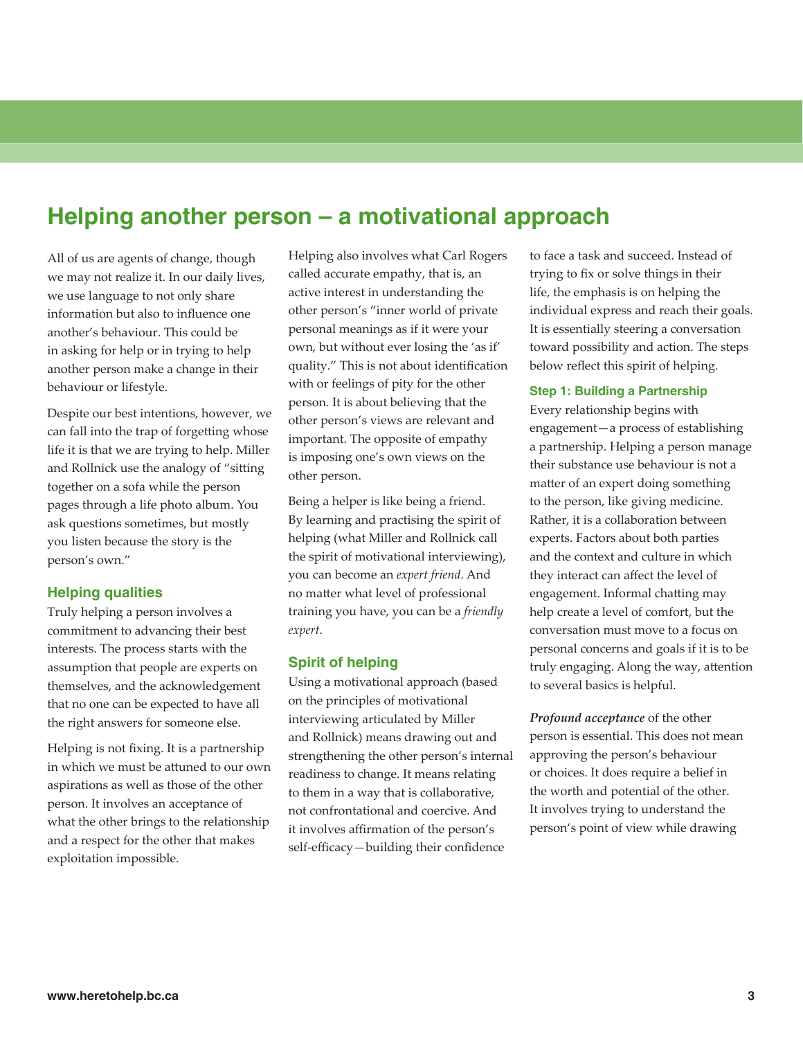# Helping another person – a motivational approach

All of us are agents of change, though we may not realize it. In our daily lives, we use language to not only share information but also to influence one another's behaviour. This could be in asking for help or in trying to help another person make a change in their behaviour or lifestyle.

Despite our best intentions, however, we can fall into the trap of forgetting whose life it is that we are trying to help. Miller and Rollnick use the analogy of "sitting together on a sofa while the person pages through a life photo album. You ask questions sometimes, but mostly you listen because the story is the person's own."

## Helping qualities

Truly helping a person involves a commitment to advancing their best interests. The process starts with the assumption that people are experts on themselves, and the acknowledgement that no one can be expected to have all the right answers for someone else.

Helping is not fixing. It is a partnership in which we must be attuned to our own aspirations as well as those of the other person. It involves an acceptance of what the other brings to the relationship and a respect for the other that makes exploitation impossible.

Helping also involves what Carl Rogers called accurate empathy, that is, an active interest in understanding the other person's "inner world of private personal meanings as if it were your own, but without ever losing the 'as if' quality." This is not about identification with or feelings of pity for the other person. It is about believing that the other person's views are relevant and important. The opposite of empathy is imposing one's own views on the other person.

Being a helper is like being a friend. By learning and practising the spirit of helping (what Miller and Rollnick call the spirit of motivational interviewing), you can become an *expert friend*. And no matter what level of professional training you have, you can be a *friendly expert*.

## Spirit of helping

Using a motivational approach (based on the principles of motivational interviewing articulated by Miller and Rollnick) means drawing out and strengthening the other person's internal readiness to change. It means relating to them in a way that is collaborative, not confrontational and coercive. And it involves affirmation of the person's self-efficacy—building their confidence to face a task and succeed. Instead of trying to fix or solve things in their life, the emphasis is on helping the individual express and reach their goals. It is essentially steering a conversation toward possibility and action. The steps below reflect this spirit of helping.

### Step 1: Building a Partnership

Every relationship begins with engagement—a process of establishing a partnership. Helping a person manage their substance use behaviour is not a matter of an expert doing something to the person, like giving medicine. Rather, it is a collaboration between experts. Factors about both parties and the context and culture in which they interact can affect the level of engagement. Informal chatting may help create a level of comfort, but the conversation must move to a focus on personal concerns and goals if it is to be truly engaging. Along the way, attention to several basics is helpful.

***Profound acceptance*** of the other person is essential. This does not mean approving the person's behaviour or choices. It does require a belief in the worth and potential of the other. It involves trying to understand the person's point of view while drawing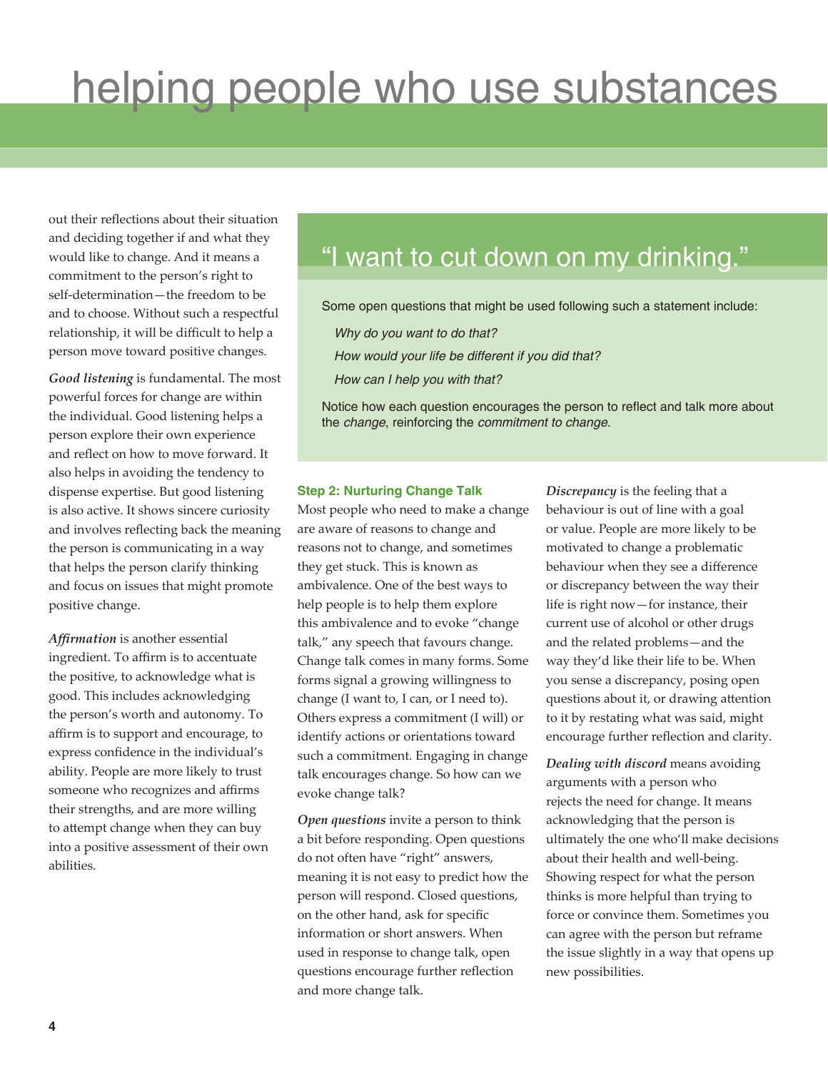out their reflections about their situation and deciding together if and what they would like to change. And it means a commitment to the person's right to self-determination—the freedom to be and to choose. Without such a respectful relationship, it will be difficult to help a person move toward positive changes.

***Good listening*** is fundamental. The most powerful forces for change are within the individual. Good listening helps a person explore their own experience and reflect on how to move forward. It also helps in avoiding the tendency to dispense expertise. But good listening is also active. It shows sincere curiosity and involves reflecting back the meaning the person is communicating in a way that helps the person clarify thinking and focus on issues that might promote positive change.

***Affirmation*** is another essential ingredient. To affirm is to accentuate the positive, to acknowledge what is good. This includes acknowledging the person's worth and autonomy. To affirm is to support and encourage, to express confidence in the individual's ability. People are more likely to trust someone who recognizes and affirms their strengths, and are more willing to attempt change when they can buy into a positive assessment of their own abilities.

## "I want to cut down on my drinking."

Some open questions that might be used following such a statement include:

*Why do you want to do that?*

*How would your life be different if you did that?*

*How can I help you with that?*

Notice how each question encourages the person to reflect and talk more about the *change*, reinforcing the *commitment to change.*

### Step 2: Nurturing Change Talk

Most people who need to make a change are aware of reasons to change and reasons not to change, and sometimes they get stuck. This is known as ambivalence. One of the best ways to help people is to help them explore this ambivalence and to evoke "change talk," any speech that favours change. Change talk comes in many forms. Some forms signal a growing willingness to change (I want to, I can, or I need to). Others express a commitment (I will) or identify actions or orientations toward such a commitment. Engaging in change talk encourages change. So how can we evoke change talk?

***Open questions*** invite a person to think a bit before responding. Open questions do not often have "right" answers, meaning it is not easy to predict how the person will respond. Closed questions, on the other hand, ask for specific information or short answers. When used in response to change talk, open questions encourage further reflection and more change talk.

***Discrepancy*** is the feeling that a behaviour is out of line with a goal or value. People are more likely to be motivated to change a problematic behaviour when they see a difference or discrepancy between the way their life is right now—for instance, their current use of alcohol or other drugs and the related problems—and the way they'd like their life to be. When you sense a discrepancy, posing open questions about it, or drawing attention to it by restating what was said, might encourage further reflection and clarity.

***Dealing with discord*** means avoiding arguments with a person who rejects the need for change. It means acknowledging that the person is ultimately the one who'll make decisions about their health and well-being. Showing respect for what the person thinks is more helpful than trying to force or convince them. Sometimes you can agree with the person but reframe the issue slightly in a way that opens up new possibilities.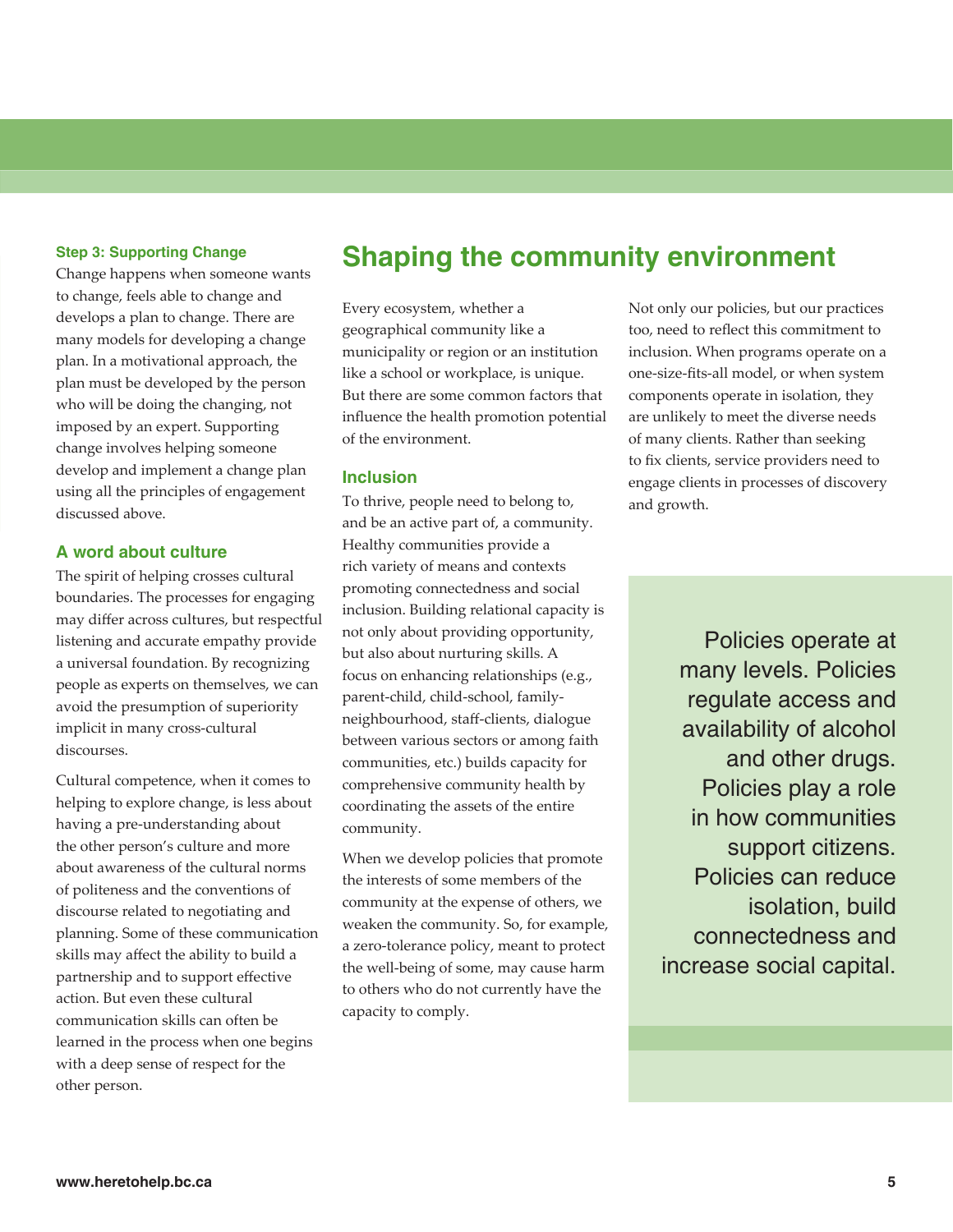### Step 3: Supporting Change

Change happens when someone wants to change, feels able to change and develops a plan to change. There are many models for developing a change plan. In a motivational approach, the plan must be developed by the person who will be doing the changing, not imposed by an expert. Supporting change involves helping someone develop and implement a change plan using all the principles of engagement discussed above.

### A word about culture

The spirit of helping crosses cultural boundaries. The processes for engaging may differ across cultures, but respectful listening and accurate empathy provide a universal foundation. By recognizing people as experts on themselves, we can avoid the presumption of superiority implicit in many cross-cultural discourses.

Cultural competence, when it comes to helping to explore change, is less about having a pre-understanding about the other person's culture and more about awareness of the cultural norms of politeness and the conventions of discourse related to negotiating and planning. Some of these communication skills may affect the ability to build a partnership and to support effective action. But even these cultural communication skills can often be learned in the process when one begins with a deep sense of respect for the other person.

## Shaping the community environment

Every ecosystem, whether a geographical community like a municipality or region or an institution like a school or workplace, is unique. But there are some common factors that influence the health promotion potential of the environment.

### Inclusion

To thrive, people need to belong to, and be an active part of, a community. Healthy communities provide a rich variety of means and contexts promoting connectedness and social inclusion. Building relational capacity is not only about providing opportunity, but also about nurturing skills. A focus on enhancing relationships (e.g., parent-child, child-school, family-neighbourhood, staff-clients, dialogue between various sectors or among faith communities, etc.) builds capacity for comprehensive community health by coordinating the assets of the entire community.

When we develop policies that promote the interests of some members of the community at the expense of others, we weaken the community. So, for example, a zero-tolerance policy, meant to protect the well-being of some, may cause harm to others who do not currently have the capacity to comply.

Not only our policies, but our practices too, need to reflect this commitment to inclusion. When programs operate on a one-size-fits-all model, or when system components operate in isolation, they are unlikely to meet the diverse needs of many clients. Rather than seeking to fix clients, service providers need to engage clients in processes of discovery and growth.

> Policies operate at many levels. Policies regulate access and availability of alcohol and other drugs. Policies play a role in how communities support citizens. Policies can reduce isolation, build connectedness and increase social capital.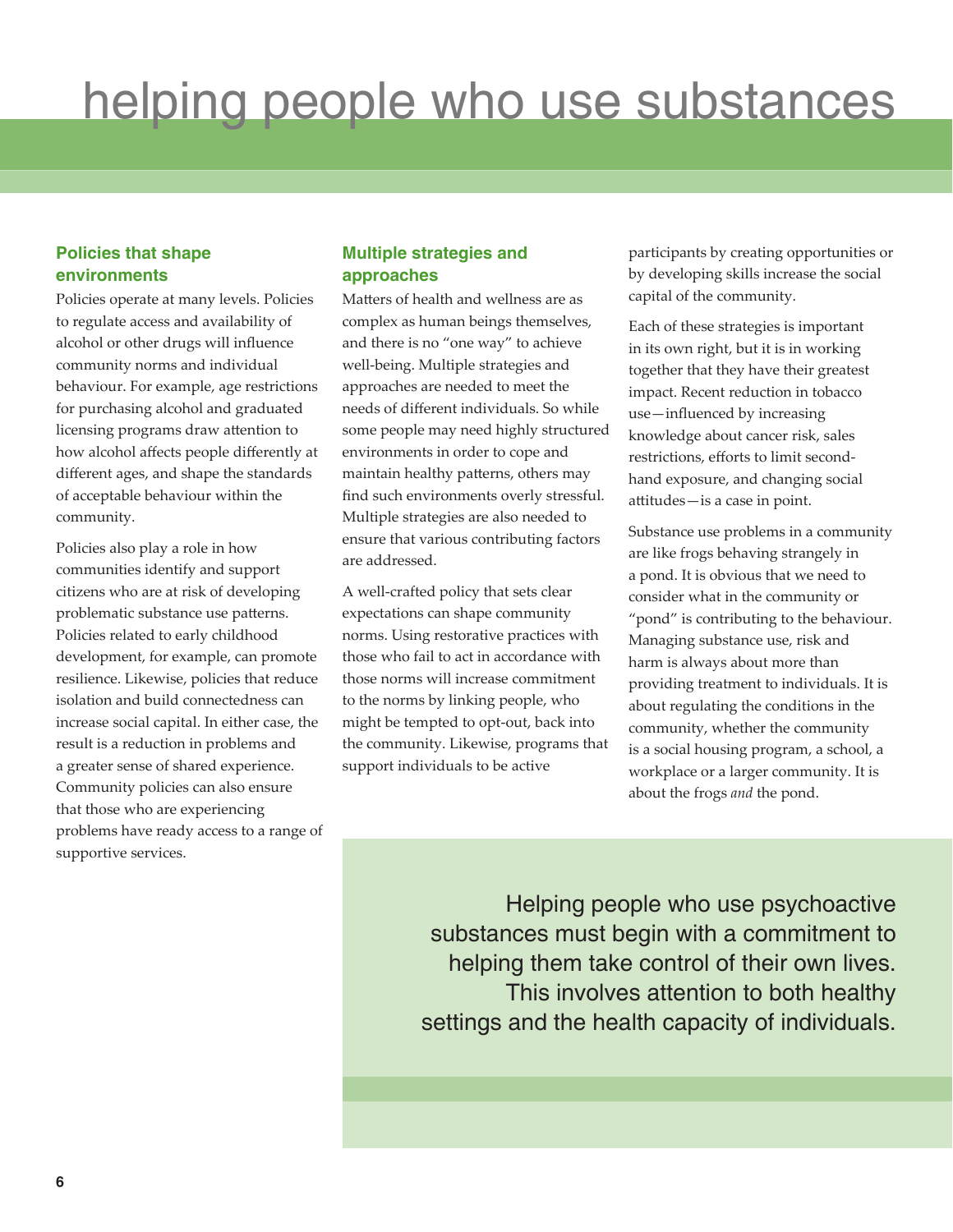# helping people who use substances

## Policies that shape environments

Policies operate at many levels. Policies to regulate access and availability of alcohol or other drugs will influence community norms and individual behaviour. For example, age restrictions for purchasing alcohol and graduated licensing programs draw attention to how alcohol affects people differently at different ages, and shape the standards of acceptable behaviour within the community.

Policies also play a role in how communities identify and support citizens who are at risk of developing problematic substance use patterns. Policies related to early childhood development, for example, can promote resilience. Likewise, policies that reduce isolation and build connectedness can increase social capital. In either case, the result is a reduction in problems and a greater sense of shared experience. Community policies can also ensure that those who are experiencing problems have ready access to a range of supportive services.

## Multiple strategies and approaches

Matters of health and wellness are as complex as human beings themselves, and there is no "one way" to achieve well-being. Multiple strategies and approaches are needed to meet the needs of different individuals. So while some people may need highly structured environments in order to cope and maintain healthy patterns, others may find such environments overly stressful. Multiple strategies are also needed to ensure that various contributing factors are addressed.

A well-crafted policy that sets clear expectations can shape community norms. Using restorative practices with those who fail to act in accordance with those norms will increase commitment to the norms by linking people, who might be tempted to opt-out, back into the community. Likewise, programs that support individuals to be active participants by creating opportunities or by developing skills increase the social capital of the community.

Each of these strategies is important in its own right, but it is in working together that they have their greatest impact. Recent reduction in tobacco use—influenced by increasing knowledge about cancer risk, sales restrictions, efforts to limit second-hand exposure, and changing social attitudes—is a case in point.

Substance use problems in a community are like frogs behaving strangely in a pond. It is obvious that we need to consider what in the community or "pond" is contributing to the behaviour. Managing substance use, risk and harm is always about more than providing treatment to individuals. It is about regulating the conditions in the community, whether the community is a social housing program, a school, a workplace or a larger community. It is about the frogs *and* the pond.

> Helping people who use psychoactive substances must begin with a commitment to helping them take control of their own lives. This involves attention to both healthy settings and the health capacity of individuals.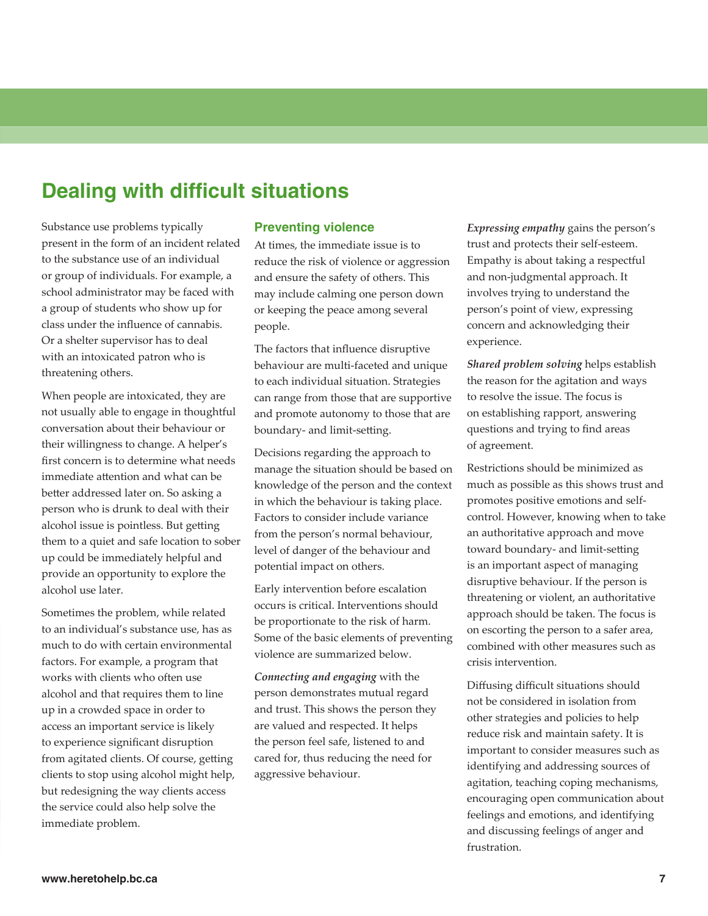# Dealing with difficult situations

Substance use problems typically present in the form of an incident related to the substance use of an individual or group of individuals. For example, a school administrator may be faced with a group of students who show up for class under the influence of cannabis. Or a shelter supervisor has to deal with an intoxicated patron who is threatening others.

When people are intoxicated, they are not usually able to engage in thoughtful conversation about their behaviour or their willingness to change. A helper's first concern is to determine what needs immediate attention and what can be better addressed later on. So asking a person who is drunk to deal with their alcohol issue is pointless. But getting them to a quiet and safe location to sober up could be immediately helpful and provide an opportunity to explore the alcohol use later.

Sometimes the problem, while related to an individual's substance use, has as much to do with certain environmental factors. For example, a program that works with clients who often use alcohol and that requires them to line up in a crowded space in order to access an important service is likely to experience significant disruption from agitated clients. Of course, getting clients to stop using alcohol might help, but redesigning the way clients access the service could also help solve the immediate problem.

## Preventing violence

At times, the immediate issue is to reduce the risk of violence or aggression and ensure the safety of others. This may include calming one person down or keeping the peace among several people.

The factors that influence disruptive behaviour are multi-faceted and unique to each individual situation. Strategies can range from those that are supportive and promote autonomy to those that are boundary- and limit-setting.

Decisions regarding the approach to manage the situation should be based on knowledge of the person and the context in which the behaviour is taking place. Factors to consider include variance from the person's normal behaviour, level of danger of the behaviour and potential impact on others.

Early intervention before escalation occurs is critical. Interventions should be proportionate to the risk of harm. Some of the basic elements of preventing violence are summarized below.

***Connecting and engaging*** with the person demonstrates mutual regard and trust. This shows the person they are valued and respected. It helps the person feel safe, listened to and cared for, thus reducing the need for aggressive behaviour.

***Expressing empathy*** gains the person's trust and protects their self-esteem. Empathy is about taking a respectful and non-judgmental approach. It involves trying to understand the person's point of view, expressing concern and acknowledging their experience.

***Shared problem solving*** helps establish the reason for the agitation and ways to resolve the issue. The focus is on establishing rapport, answering questions and trying to find areas of agreement.

Restrictions should be minimized as much as possible as this shows trust and promotes positive emotions and self-control. However, knowing when to take an authoritative approach and move toward boundary- and limit-setting is an important aspect of managing disruptive behaviour. If the person is threatening or violent, an authoritative approach should be taken. The focus is on escorting the person to a safer area, combined with other measures such as crisis intervention.

Diffusing difficult situations should not be considered in isolation from other strategies and policies to help reduce risk and maintain safety. It is important to consider measures such as identifying and addressing sources of agitation, teaching coping mechanisms, encouraging open communication about feelings and emotions, and identifying and discussing feelings of anger and frustration.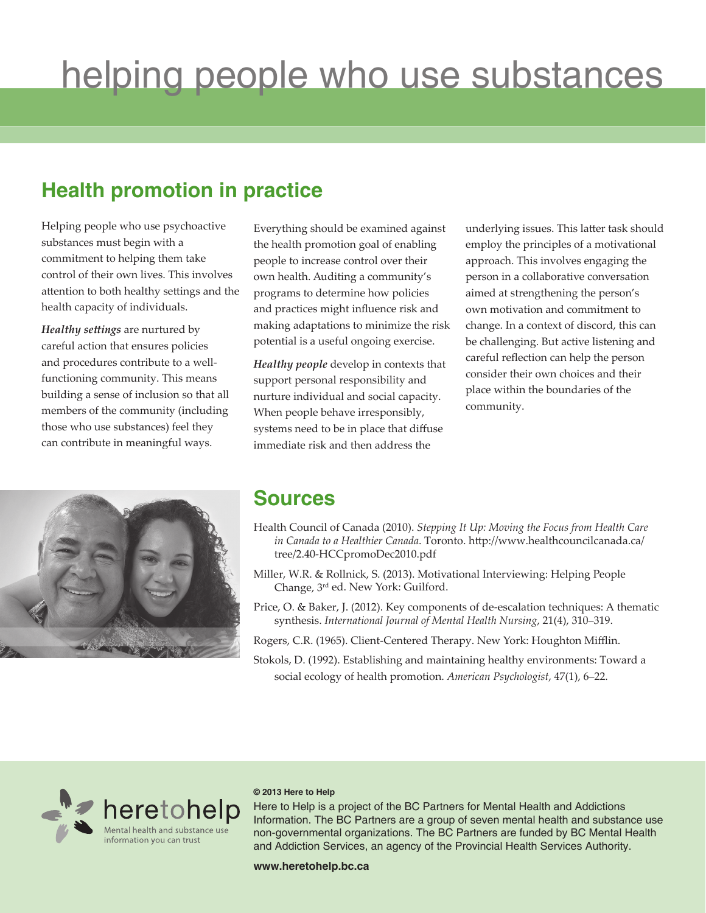# helping people who use substances

## Health promotion in practice

Helping people who use psychoactive substances must begin with a commitment to helping them take control of their own lives. This involves attention to both healthy settings and the health capacity of individuals.

***Healthy settings*** are nurtured by careful action that ensures policies and procedures contribute to a well-functioning community. This means building a sense of inclusion so that all members of the community (including those who use substances) feel they can contribute in meaningful ways.

Everything should be examined against the health promotion goal of enabling people to increase control over their own health. Auditing a community's programs to determine how policies and practices might influence risk and making adaptations to minimize the risk potential is a useful ongoing exercise.

***Healthy people*** develop in contexts that support personal responsibility and nurture individual and social capacity. When people behave irresponsibly, systems need to be in place that diffuse immediate risk and then address the underlying issues. This latter task should employ the principles of a motivational approach. This involves engaging the person in a collaborative conversation aimed at strengthening the person's own motivation and commitment to change. In a context of discord, this can be challenging. But active listening and careful reflection can help the person consider their own choices and their place within the boundaries of the community.

## Sources

Health Council of Canada (2010). *Stepping It Up: Moving the Focus from Health Care in Canada to a Healthier Canada*. Toronto. http://www.healthcouncilcanada.ca/tree/2.40-HCCpromoDec2010.pdf

Miller, W.R. & Rollnick, S. (2013). Motivational Interviewing: Helping People Change, 3rd ed. New York: Guilford.

Price, O. & Baker, J. (2012). Key components of de-escalation techniques: A thematic synthesis. *International Journal of Mental Health Nursing*, 21(4), 310–319.

Rogers, C.R. (1965). Client-Centered Therapy. New York: Houghton Mifflin.

Stokols, D. (1992). Establishing and maintaining healthy environments: Toward a social ecology of health promotion. *American Psychologist*, 47(1), 6–22.

heretohelp
Mental health and substance use information you can trust

**© 2013 Here to Help**

Here to Help is a project of the BC Partners for Mental Health and Addictions Information. The BC Partners are a group of seven mental health and substance use non-governmental organizations. The BC Partners are funded by BC Mental Health and Addiction Services, an agency of the Provincial Health Services Authority.

**www.heretohelp.bc.ca**